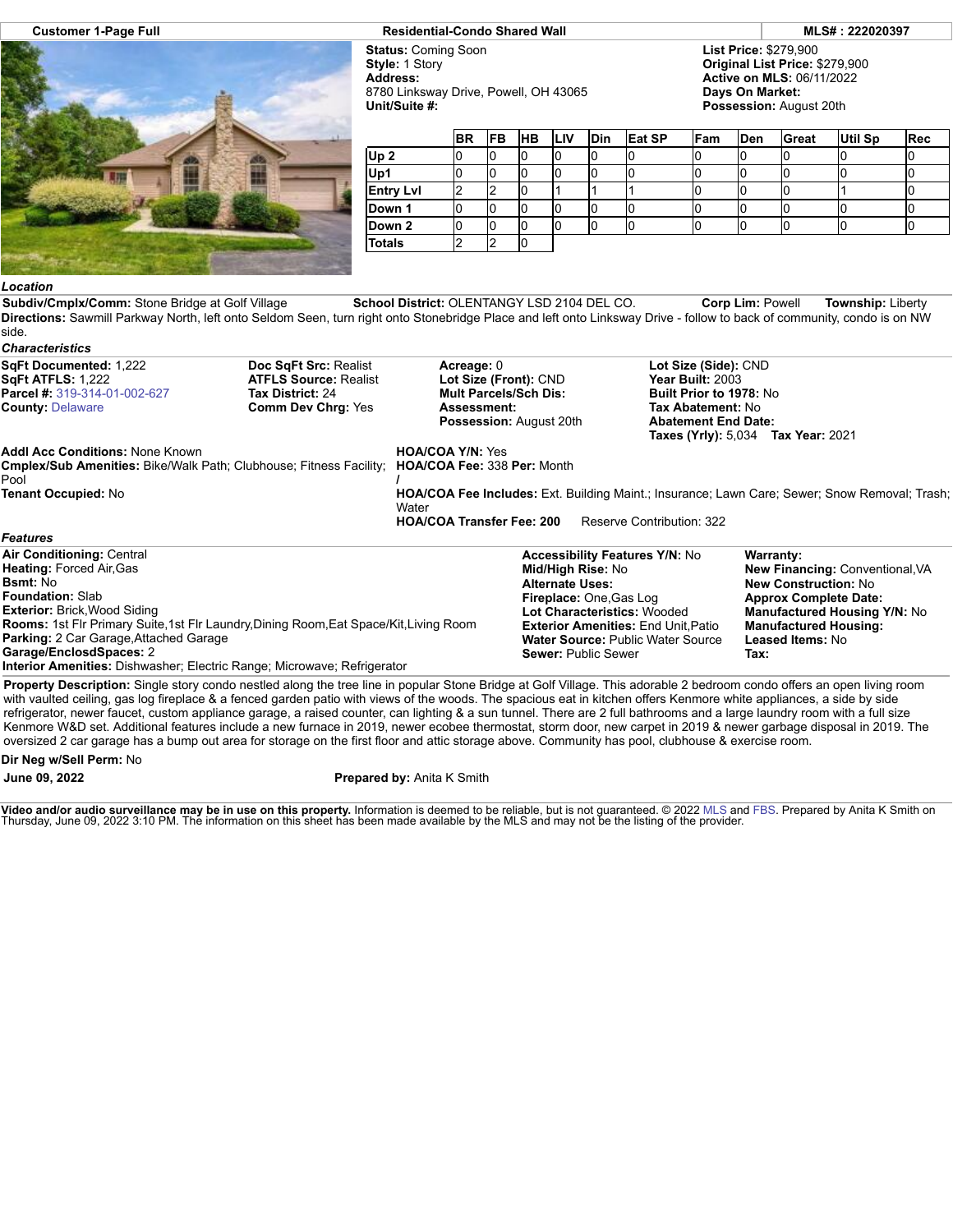| Customer 1-Page Full | Residential-Condo Shared Wall | MLS# : 222020397 |
| --- | --- | --- |

**Status:** Coming Soon
**Style:** 1 Story
**Address:** 8780 Linksway Drive, Powell, OH 43065
**Unit/Suite #:**

**List Price:** $279,900
**Original List Price:** $279,900
**Active on MLS:** 06/11/2022
**Days On Market:**
**Possession:** August 20th

| | BR | FB | HB | LIV | Din | Eat SP | Fam | Den | Great | Util Sp | Rec |
| --- | --- | --- | --- | --- | --- | --- | --- | --- | --- | --- | --- |
| Up 2 | 0 | 0 | 0 | 0 | 0 | 0 | 0 | 0 | 0 | 0 | 0 |
| Up1 | 0 | 0 | 0 | 0 | 0 | 0 | 0 | 0 | 0 | 0 | 0 |
| Entry Lvl | 2 | 2 | 0 | 1 | 1 | 1 | 0 | 0 | 0 | 1 | 0 |
| Down 1 | 0 | 0 | 0 | 0 | 0 | 0 | 0 | 0 | 0 | 0 | 0 |
| Down 2 | 0 | 0 | 0 | 0 | 0 | 0 | 0 | 0 | 0 | 0 | 0 |
| Totals | 2 | 2 | 0 | | | | | | | | |

### *Location*

**Subdiv/Cmplx/Comm:** Stone Bridge at Golf Village  **School District:** OLENTANGY LSD 2104 DEL CO.  **Corp Lim:** Powell  **Township:** Liberty
**Directions:** Sawmill Parkway North, left onto Seldom Seen, turn right onto Stonebridge Place and left onto Linksway Drive - follow to back of community, condo is on NW side.

### *Characteristics*

**SqFt Documented:** 1,222
**SqFt ATFLS:** 1,222
**Parcel #:** 319-314-01-002-627
**County:** Delaware

**Doc SqFt Src:** Realist
**ATFLS Source:** Realist
**Tax District:** 24
**Comm Dev Chrg:** Yes

**Acreage:** 0
**Lot Size (Front):** CND
**Mult Parcels/Sch Dis:**
**Assessment:**
**Possession:** August 20th

**Lot Size (Side):** CND
**Year Built:** 2003
**Built Prior to 1978:** No
**Tax Abatement:** No
**Abatement End Date:**
**Taxes (Yrly):** 5,034  **Tax Year:** 2021

**Addl Acc Conditions:** None Known
**Cmplex/Sub Amenities:** Bike/Walk Path; Clubhouse; Fitness Facility; Pool
**Tenant Occupied:** No

**HOA/COA Y/N:** Yes
**HOA/COA Fee:** 338 **Per:** Month
/
**HOA/COA Fee Includes:** Ext. Building Maint.; Insurance; Lawn Care; Sewer; Snow Removal; Trash; Water
**HOA/COA Transfer Fee: 200**  Reserve Contribution: 322

### *Features*

**Air Conditioning:** Central
**Heating:** Forced Air,Gas
**Bsmt:** No
**Foundation:** Slab
**Exterior:** Brick,Wood Siding
**Rooms:** 1st Flr Primary Suite,1st Flr Laundry,Dining Room,Eat Space/Kit,Living Room
**Parking:** 2 Car Garage,Attached Garage
**Garage/EnclosdSpaces:** 2
**Interior Amenities:** Dishwasher; Electric Range; Microwave; Refrigerator

**Accessibility Features Y/N:** No
**Mid/High Rise:** No
**Alternate Uses:**
**Fireplace:** One,Gas Log
**Lot Characteristics:** Wooded
**Exterior Amenities:** End Unit,Patio
**Water Source:** Public Water Source
**Sewer:** Public Sewer

**Warranty:**
**New Financing:** Conventional,VA
**New Construction:** No
**Approx Complete Date:**
**Manufactured Housing Y/N:** No
**Manufactured Housing:**
**Leased Items:** No
**Tax:**

**Property Description:** Single story condo nestled along the tree line in popular Stone Bridge at Golf Village. This adorable 2 bedroom condo offers an open living room with vaulted ceiling, gas log fireplace & a fenced garden patio with views of the woods. The spacious eat in kitchen offers Kenmore white appliances, a side by side refrigerator, newer faucet, custom appliance garage, a raised counter, can lighting & a sun tunnel. There are 2 full bathrooms and a large laundry room with a full size Kenmore W&D set. Additional features include a new furnace in 2019, newer ecobee thermostat, storm door, new carpet in 2019 & newer garbage disposal in 2019. The oversized 2 car garage has a bump out area for storage on the first floor and attic storage above. Community has pool, clubhouse & exercise room.

**Dir Neg w/Sell Perm:** No

**June 09, 2022**  Prepared by: Anita K Smith

**Video and/or audio surveillance may be in use on this property.** Information is deemed to be reliable, but is not guaranteed. © 2022 MLS and FBS. Prepared by Anita K Smith on Thursday, June 09, 2022 3:10 PM. The information on this sheet has been made available by the MLS and may not be the listing of the provider.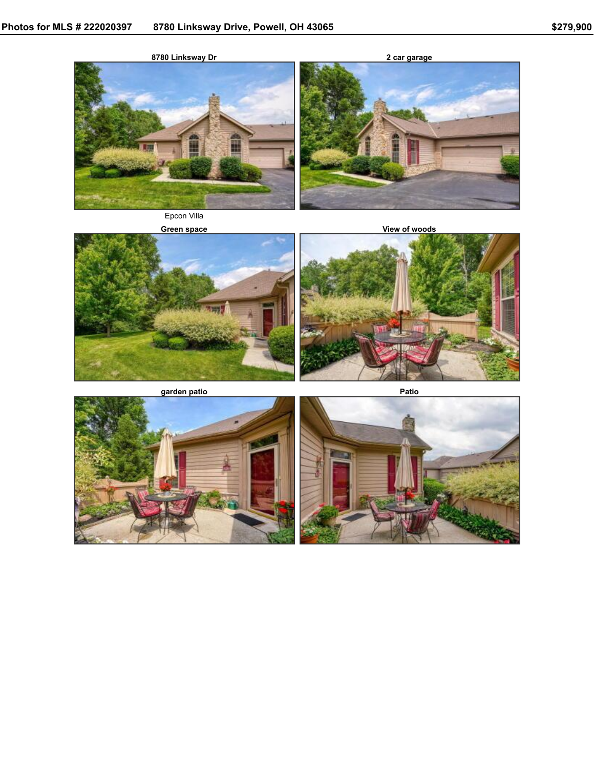**Photos for MLS # 222020397    8780 Linksway Drive, Powell, OH 43065    $279,900**

**8780 Linksway Dr**

Epcon Villa

**2 car garage**

**Green space**

**View of woods**

**garden patio**

**Patio**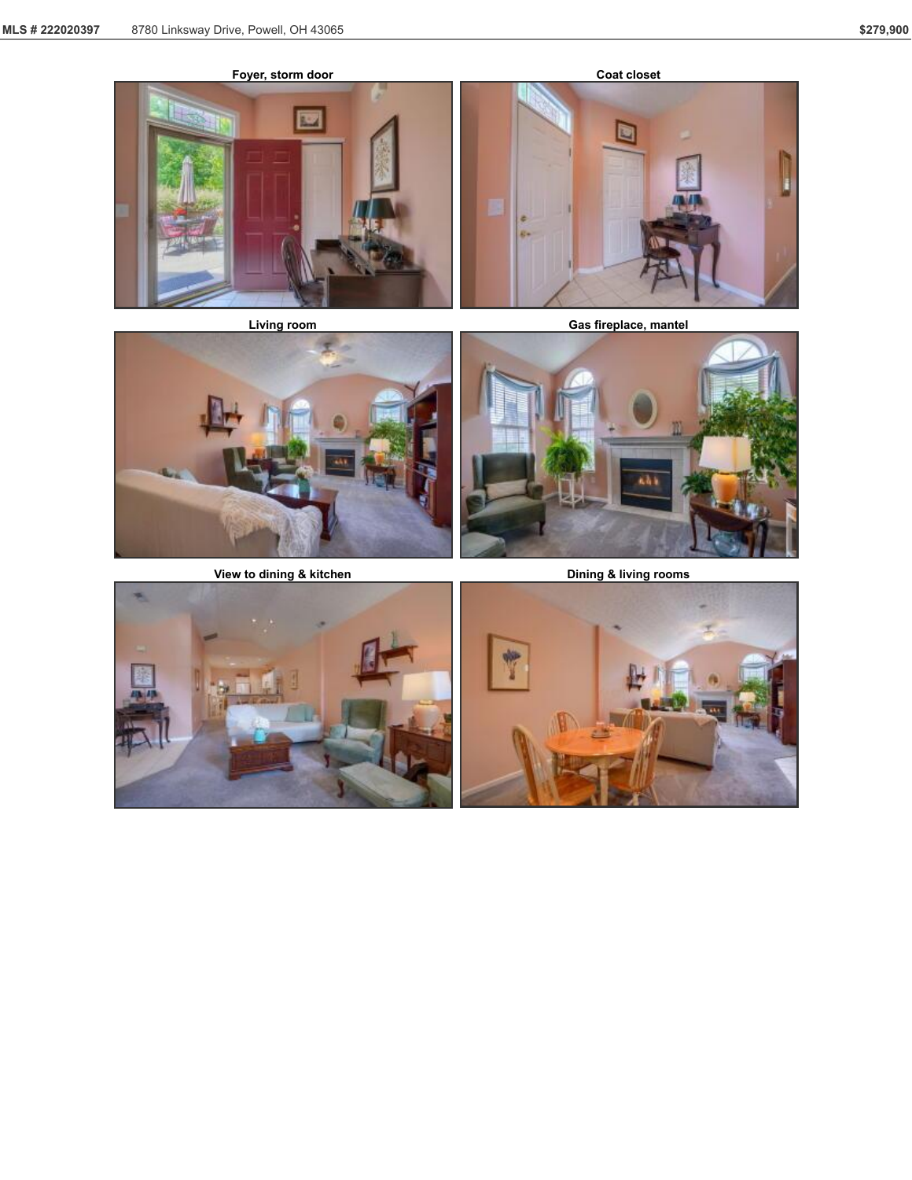Foyer, storm door

Coat closet

Living room

Gas fireplace, mantel

View to dining & kitchen

Dining & living rooms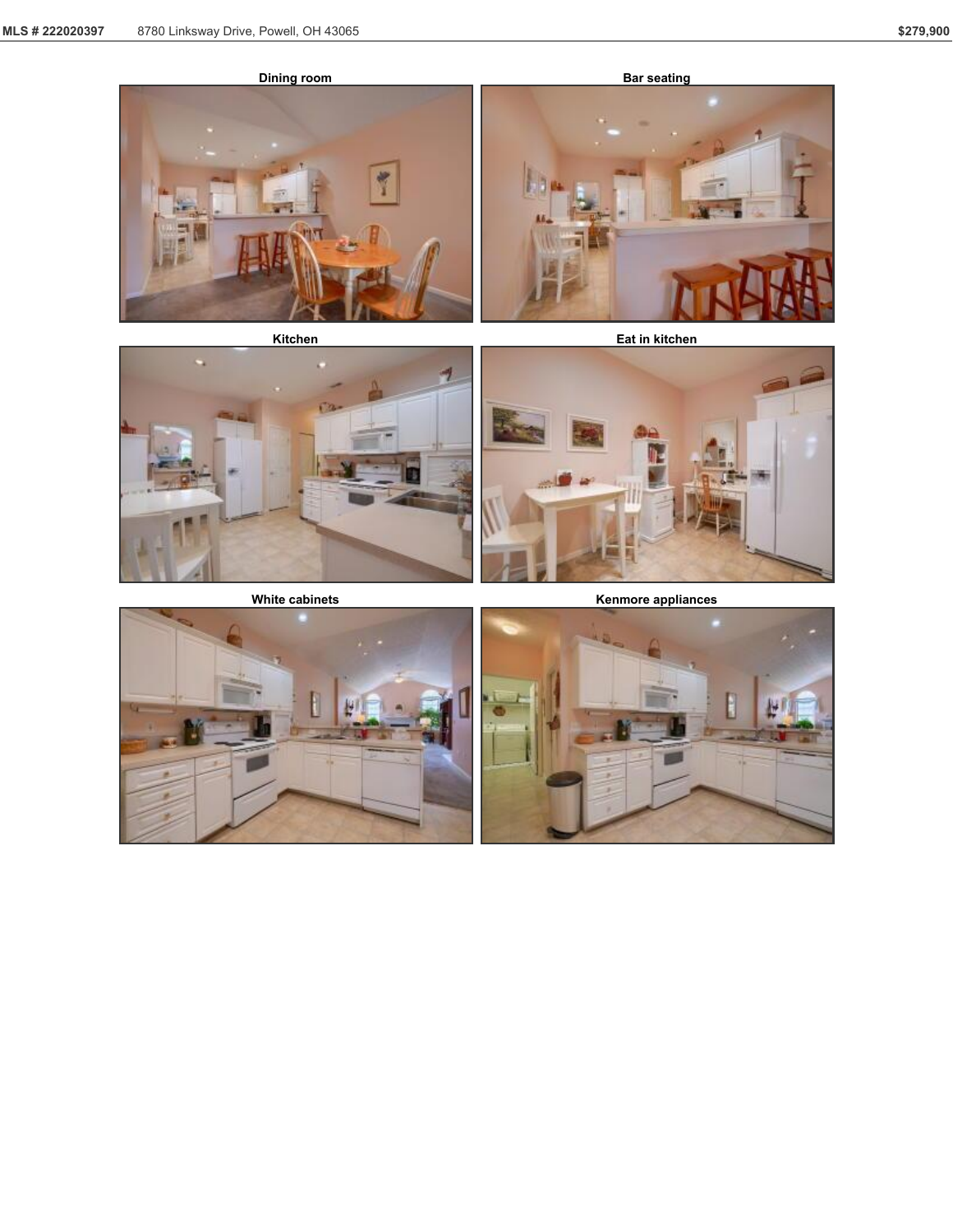Dining room

Bar seating

Kitchen

Eat in kitchen

White cabinets

Kenmore appliances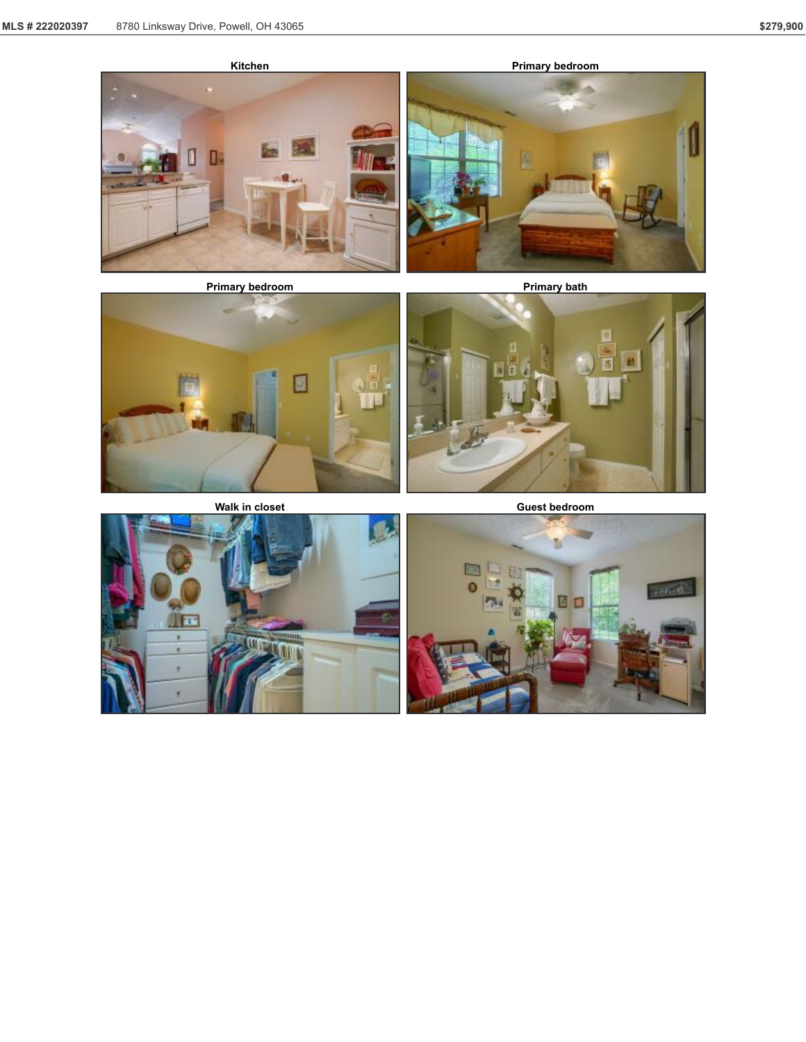Kitchen

Primary bedroom

Primary bedroom

Primary bath

Walk in closet

Guest bedroom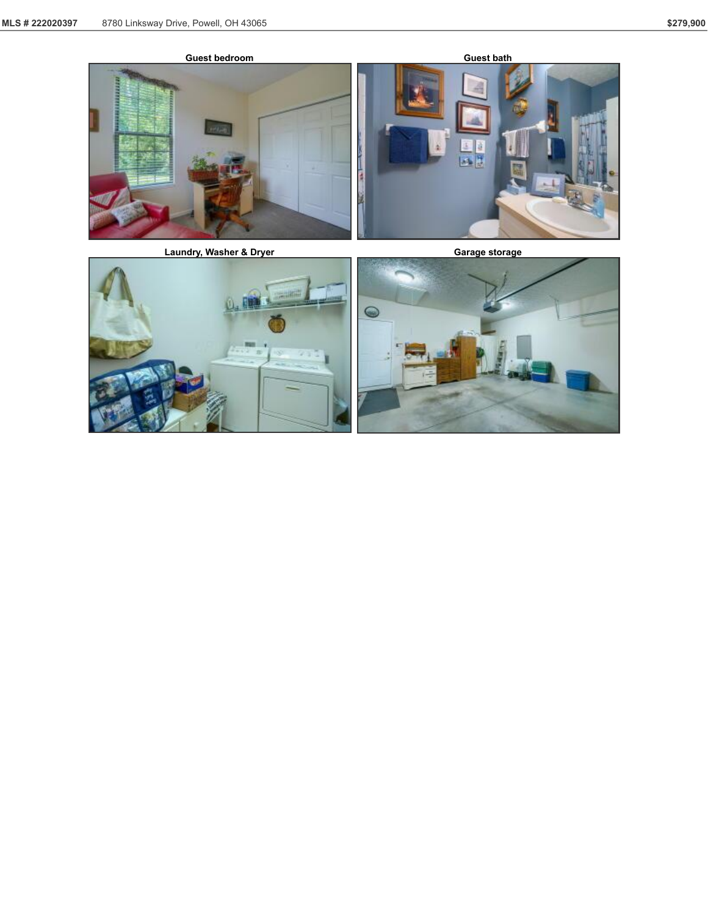Guest bedroom

Guest bath

Laundry, Washer & Dryer

Garage storage